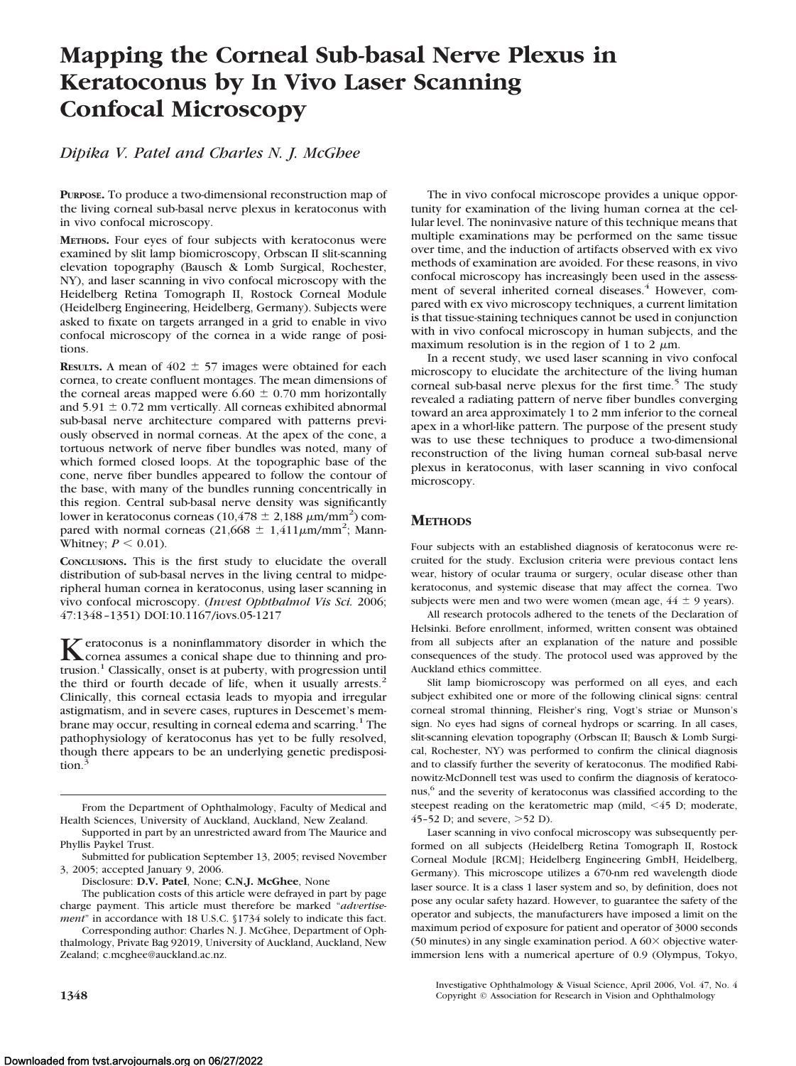# Mapping the Corneal Sub-basal Nerve Plexus in Keratoconus by In Vivo Laser Scanning Confocal Microscopy

*Dipika V. Patel and Charles N. J. McGhee*

**PURPOSE.** To produce a two-dimensional reconstruction map of the living corneal sub-basal nerve plexus in keratoconus with in vivo confocal microscopy.

**METHODS.** Four eyes of four subjects with keratoconus were examined by slit lamp biomicroscopy, Orbscan II slit-scanning elevation topography (Bausch & Lomb Surgical, Rochester, NY), and laser scanning in vivo confocal microscopy with the Heidelberg Retina Tomograph II, Rostock Corneal Module (Heidelberg Engineering, Heidelberg, Germany). Subjects were asked to fixate on targets arranged in a grid to enable in vivo confocal microscopy of the cornea in a wide range of positions.

**RESULTS.** A mean of 402 ± 57 images were obtained for each cornea, to create confluent montages. The mean dimensions of the corneal areas mapped were 6.60 ± 0.70 mm horizontally and 5.91 ± 0.72 mm vertically. All corneas exhibited abnormal sub-basal nerve architecture compared with patterns previously observed in normal corneas. At the apex of the cone, a tortuous network of nerve fiber bundles was noted, many of which formed closed loops. At the topographic base of the cone, nerve fiber bundles appeared to follow the contour of the base, with many of the bundles running concentrically in this region. Central sub-basal nerve density was significantly lower in keratoconus corneas (10,478 ± 2,188 $\mu$m/mm$^2$) compared with normal corneas (21,668 ± 1,411$\mu$m/mm$^2$; Mann-Whitney; $P < 0.01$).

**CONCLUSIONS.** This is the first study to elucidate the overall distribution of sub-basal nerves in the living central to midperipheral human cornea in keratoconus, using laser scanning in vivo confocal microscopy. (*Invest Ophthalmol Vis Sci.* 2006; 47:1348–1351) DOI:10.1167/iovs.05-1217

Keratoconus is a noninflammatory disorder in which the cornea assumes a conical shape due to thinning and protrusion.[1] Classically, onset is at puberty, with progression until the third or fourth decade of life, when it usually arrests.[2] Clinically, this corneal ectasia leads to myopia and irregular astigmatism, and in severe cases, ruptures in Descemet's membrane may occur, resulting in corneal edema and scarring.[1] The pathophysiology of keratoconus has yet to be fully resolved, though there appears to be an underlying genetic predisposition.[3]

From the Department of Ophthalmology, Faculty of Medical and Health Sciences, University of Auckland, Auckland, New Zealand.

Supported in part by an unrestricted award from The Maurice and Phyllis Paykel Trust.

Submitted for publication September 13, 2005; revised November 3, 2005; accepted January 9, 2006.

Disclosure: **D.V. Patel**, None; **C.N.J. McGhee**, None

The publication costs of this article were defrayed in part by page charge payment. This article must therefore be marked "*advertisement*" in accordance with 18 U.S.C. §1734 solely to indicate this fact.

Corresponding author: Charles N. J. McGhee, Department of Ophthalmology, Private Bag 92019, University of Auckland, Auckland, New Zealand; c.mcghee@auckland.ac.nz.

The in vivo confocal microscope provides a unique opportunity for examination of the living human cornea at the cellular level. The noninvasive nature of this technique means that multiple examinations may be performed on the same tissue over time, and the induction of artifacts observed with ex vivo methods of examination are avoided. For these reasons, in vivo confocal microscopy has increasingly been used in the assessment of several inherited corneal diseases.[4] However, compared with ex vivo microscopy techniques, a current limitation is that tissue-staining techniques cannot be used in conjunction with in vivo confocal microscopy in human subjects, and the maximum resolution is in the region of 1 to 2 $\mu$m.

In a recent study, we used laser scanning in vivo confocal microscopy to elucidate the architecture of the living human corneal sub-basal nerve plexus for the first time.[5] The study revealed a radiating pattern of nerve fiber bundles converging toward an area approximately 1 to 2 mm inferior to the corneal apex in a whorl-like pattern. The purpose of the present study was to use these techniques to produce a two-dimensional reconstruction of the living human corneal sub-basal nerve plexus in keratoconus, with laser scanning in vivo confocal microscopy.

## METHODS

Four subjects with an established diagnosis of keratoconus were recruited for the study. Exclusion criteria were previous contact lens wear, history of ocular trauma or surgery, ocular disease other than keratoconus, and systemic disease that may affect the cornea. Two subjects were men and two were women (mean age, 44 ± 9 years).

All research protocols adhered to the tenets of the Declaration of Helsinki. Before enrollment, informed, written consent was obtained from all subjects after an explanation of the nature and possible consequences of the study. The protocol used was approved by the Auckland ethics committee.

Slit lamp biomicroscopy was performed on all eyes, and each subject exhibited one or more of the following clinical signs: central corneal stromal thinning, Fleisher's ring, Vogt's striae or Munson's sign. No eyes had signs of corneal hydrops or scarring. In all cases, slit-scanning elevation topography (Orbscan II; Bausch & Lomb Surgical, Rochester, NY) was performed to confirm the clinical diagnosis and to classify further the severity of keratoconus. The modified Rabinowitz-McDonnell test was used to confirm the diagnosis of keratoconus,[6] and the severity of keratoconus was classified according to the steepest reading on the keratometric map (mild, <45 D; moderate, 45–52 D; and severe, >52 D).

Laser scanning in vivo confocal microscopy was subsequently performed on all subjects (Heidelberg Retina Tomograph II, Rostock Corneal Module [RCM]; Heidelberg Engineering GmbH, Heidelberg, Germany). This microscope utilizes a 670-nm red wavelength diode laser source. It is a class 1 laser system and so, by definition, does not pose any ocular safety hazard. However, to guarantee the safety of the operator and subjects, the manufacturers have imposed a limit on the maximum period of exposure for patient and operator of 3000 seconds (50 minutes) in any single examination period. A 60× objective water-immersion lens with a numerical aperture of 0.9 (Olympus, Tokyo,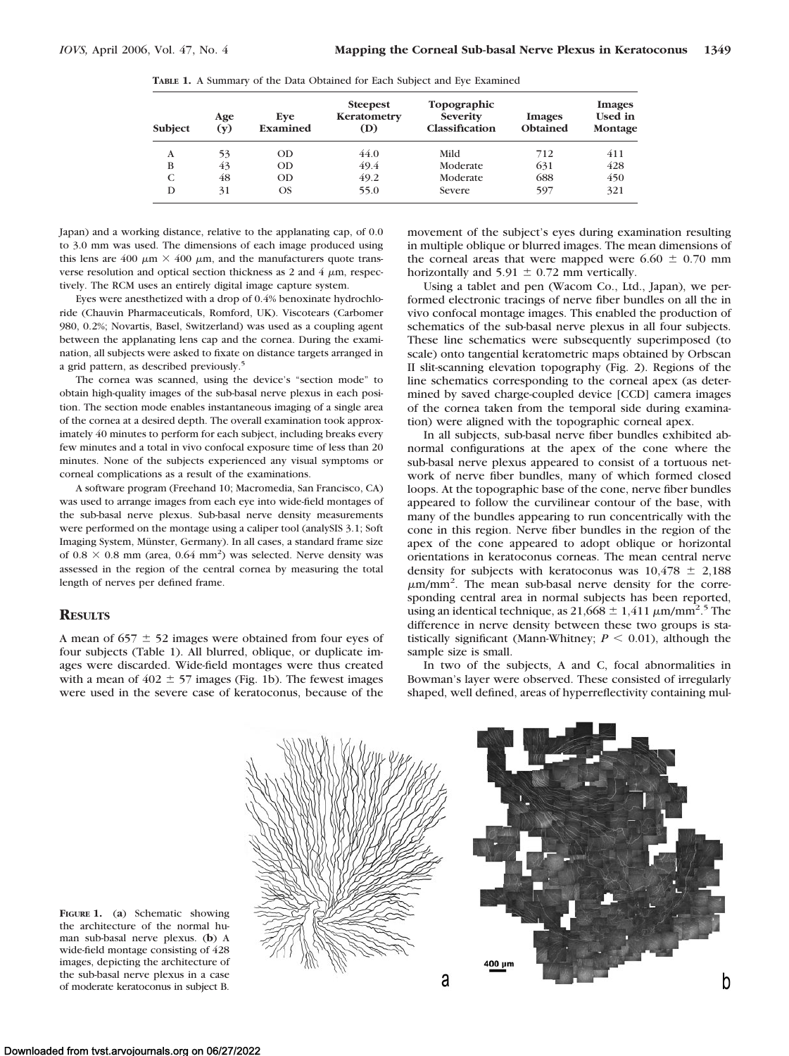**TABLE 1.** A Summary of the Data Obtained for Each Subject and Eye Examined

| Subject | Age (y) | Eye Examined | Steepest Keratometry (D) | Topographic Severity Classification | Images Obtained | Images Used in Montage |
|---|---|---|---|---|---|---|
| A | 53 | OD | 44.0 | Mild | 712 | 411 |
| B | 43 | OD | 49.4 | Moderate | 631 | 428 |
| C | 48 | OD | 49.2 | Moderate | 688 | 450 |
| D | 31 | OS | 55.0 | Severe | 597 | 321 |

Japan) and a working distance, relative to the applanating cap, of 0.0 to 3.0 mm was used. The dimensions of each image produced using this lens are 400 $\mu$m × 400 $\mu$m, and the manufacturers quote transverse resolution and optical section thickness as 2 and 4 $\mu$m, respectively. The RCM uses an entirely digital image capture system.

Eyes were anesthetized with a drop of 0.4% benoxinate hydrochloride (Chauvin Pharmaceuticals, Romford, UK). Viscotears (Carbomer 980, 0.2%; Novartis, Basel, Switzerland) was used as a coupling agent between the applanating lens cap and the cornea. During the examination, all subjects were asked to fixate on distance targets arranged in a grid pattern, as described previously.[5]

The cornea was scanned, using the device's "section mode" to obtain high-quality images of the sub-basal nerve plexus in each position. The section mode enables instantaneous imaging of a single area of the cornea at a desired depth. The overall examination took approximately 40 minutes to perform for each subject, including breaks every few minutes and a total in vivo confocal exposure time of less than 20 minutes. None of the subjects experienced any visual symptoms or corneal complications as a result of the examinations.

A software program (Freehand 10; Macromedia, San Francisco, CA) was used to arrange images from each eye into wide-field montages of the sub-basal nerve plexus. Sub-basal nerve density measurements were performed on the montage using a caliper tool (analySIS 3.1; Soft Imaging System, Münster, Germany). In all cases, a standard frame size of 0.8 × 0.8 mm (area, 0.64 mm$^2$) was selected. Nerve density was assessed in the region of the central cornea by measuring the total length of nerves per defined frame.

## RESULTS

A mean of 657 ± 52 images were obtained from four eyes of four subjects (Table 1). All blurred, oblique, or duplicate images were discarded. Wide-field montages were thus created with a mean of 402 ± 57 images (Fig. 1b). The fewest images were used in the severe case of keratoconus, because of the movement of the subject's eyes during examination resulting in multiple oblique or blurred images. The mean dimensions of the corneal areas that were mapped were 6.60 ± 0.70 mm horizontally and 5.91 ± 0.72 mm vertically.

Using a tablet and pen (Wacom Co., Ltd., Japan), we performed electronic tracings of nerve fiber bundles on all the in vivo confocal montage images. This enabled the production of schematics of the sub-basal nerve plexus in all four subjects. These line schematics were subsequently superimposed (to scale) onto tangential keratometric maps obtained by Orbscan II slit-scanning elevation topography (Fig. 2). Regions of the line schematics corresponding to the corneal apex (as determined by saved charge-coupled device [CCD] camera images of the cornea taken from the temporal side during examination) were aligned with the topographic corneal apex.

In all subjects, sub-basal nerve fiber bundles exhibited abnormal configurations at the apex of the cone where the sub-basal nerve plexus appeared to consist of a tortuous network of nerve fiber bundles, many of which formed closed loops. At the topographic base of the cone, nerve fiber bundles appeared to follow the curvilinear contour of the base, with many of the bundles appearing to run concentrically with the cone in this region. Nerve fiber bundles in the region of the apex of the cone appeared to adopt oblique or horizontal orientations in keratoconus corneas. The mean central nerve density for subjects with keratoconus was 10,478 ± 2,188 $\mu$m/mm$^2$. The mean sub-basal nerve density for the corresponding central area in normal subjects has been reported, using an identical technique, as 21,668 ± 1,411 $\mu$m/mm$^2$.[5] The difference in nerve density between these two groups is statistically significant (Mann-Whitney; $P < 0.01$), although the sample size is small.

In two of the subjects, A and C, focal abnormalities in Bowman's layer were observed. These consisted of irregularly shaped, well defined, areas of hyperreflectivity containing mul-

**FIGURE 1.** (**a**) Schematic showing the architecture of the normal human sub-basal nerve plexus. (**b**) A wide-field montage consisting of 428 images, depicting the architecture of the sub-basal nerve plexus in a case of moderate keratoconus in subject B.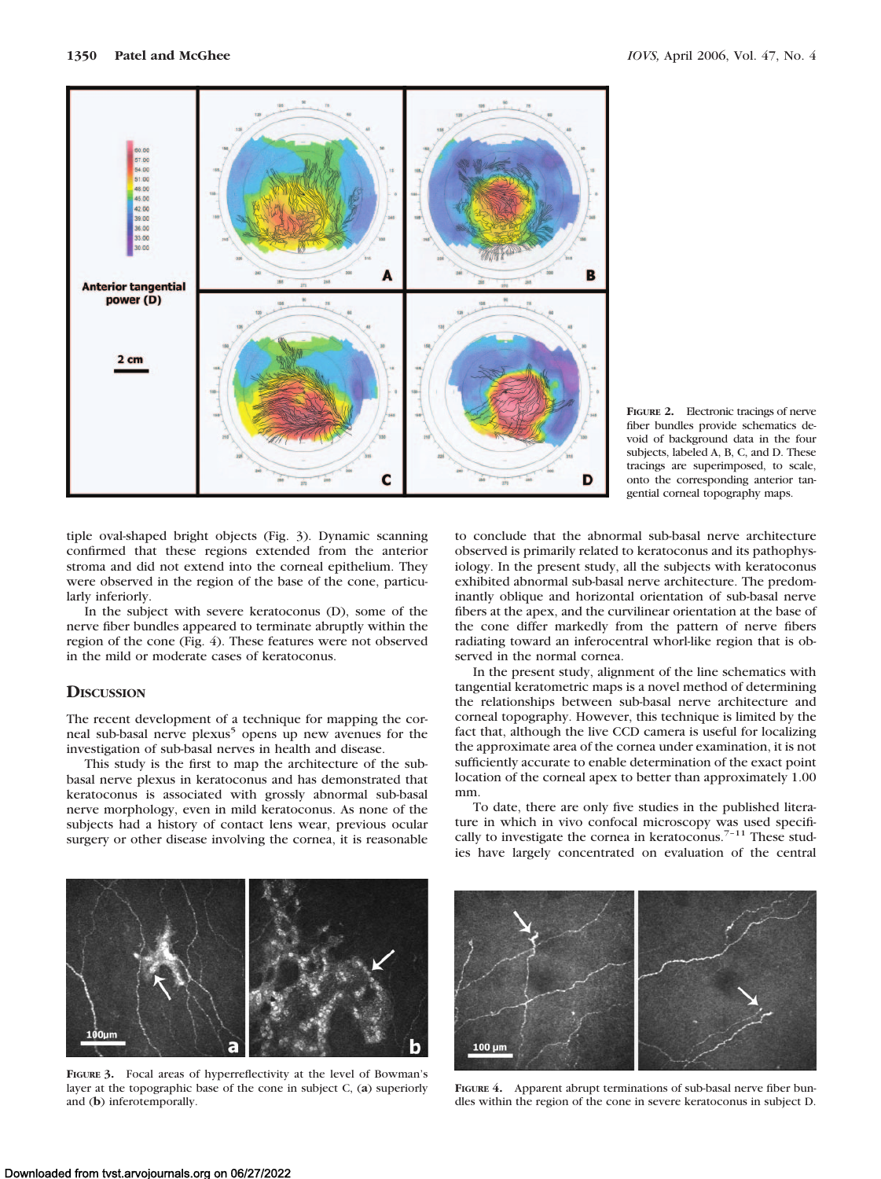FIGURE 2. Electronic tracings of nerve fiber bundles provide schematics devoid of background data in the four subjects, labeled A, B, C, and D. These tracings are superimposed, to scale, onto the corresponding anterior tangential corneal topography maps.

tiple oval-shaped bright objects (Fig. 3). Dynamic scanning confirmed that these regions extended from the anterior stroma and did not extend into the corneal epithelium. They were observed in the region of the base of the cone, particularly inferiorly.

In the subject with severe keratoconus (D), some of the nerve fiber bundles appeared to terminate abruptly within the region of the cone (Fig. 4). These features were not observed in the mild or moderate cases of keratoconus.

## DISCUSSION

The recent development of a technique for mapping the corneal sub-basal nerve plexus[5] opens up new avenues for the investigation of sub-basal nerves in health and disease.

This study is the first to map the architecture of the sub-basal nerve plexus in keratoconus and has demonstrated that keratoconus is associated with grossly abnormal sub-basal nerve morphology, even in mild keratoconus. As none of the subjects had a history of contact lens wear, previous ocular surgery or other disease involving the cornea, it is reasonable to conclude that the abnormal sub-basal nerve architecture observed is primarily related to keratoconus and its pathophysiology. In the present study, all the subjects with keratoconus exhibited abnormal sub-basal nerve architecture. The predominantly oblique and horizontal orientation of sub-basal nerve fibers at the apex, and the curvilinear orientation at the base of the cone differ markedly from the pattern of nerve fibers radiating toward an inferocentral whorl-like region that is observed in the normal cornea.

In the present study, alignment of the line schematics with tangential keratometric maps is a novel method of determining the relationships between sub-basal nerve architecture and corneal topography. However, this technique is limited by the fact that, although the live CCD camera is useful for localizing the approximate area of the cornea under examination, it is not sufficiently accurate to enable determination of the exact point location of the corneal apex to better than approximately 1.00 mm.

To date, there are only five studies in the published literature in which in vivo confocal microscopy was used specifically to investigate the cornea in keratoconus.[7–11] These studies have largely concentrated on evaluation of the central

FIGURE 3. Focal areas of hyperreflectivity at the level of Bowman's layer at the topographic base of the cone in subject C, (**a**) superiorly and (**b**) inferotemporally.

FIGURE 4. Apparent abrupt terminations of sub-basal nerve fiber bundles within the region of the cone in severe keratoconus in subject D.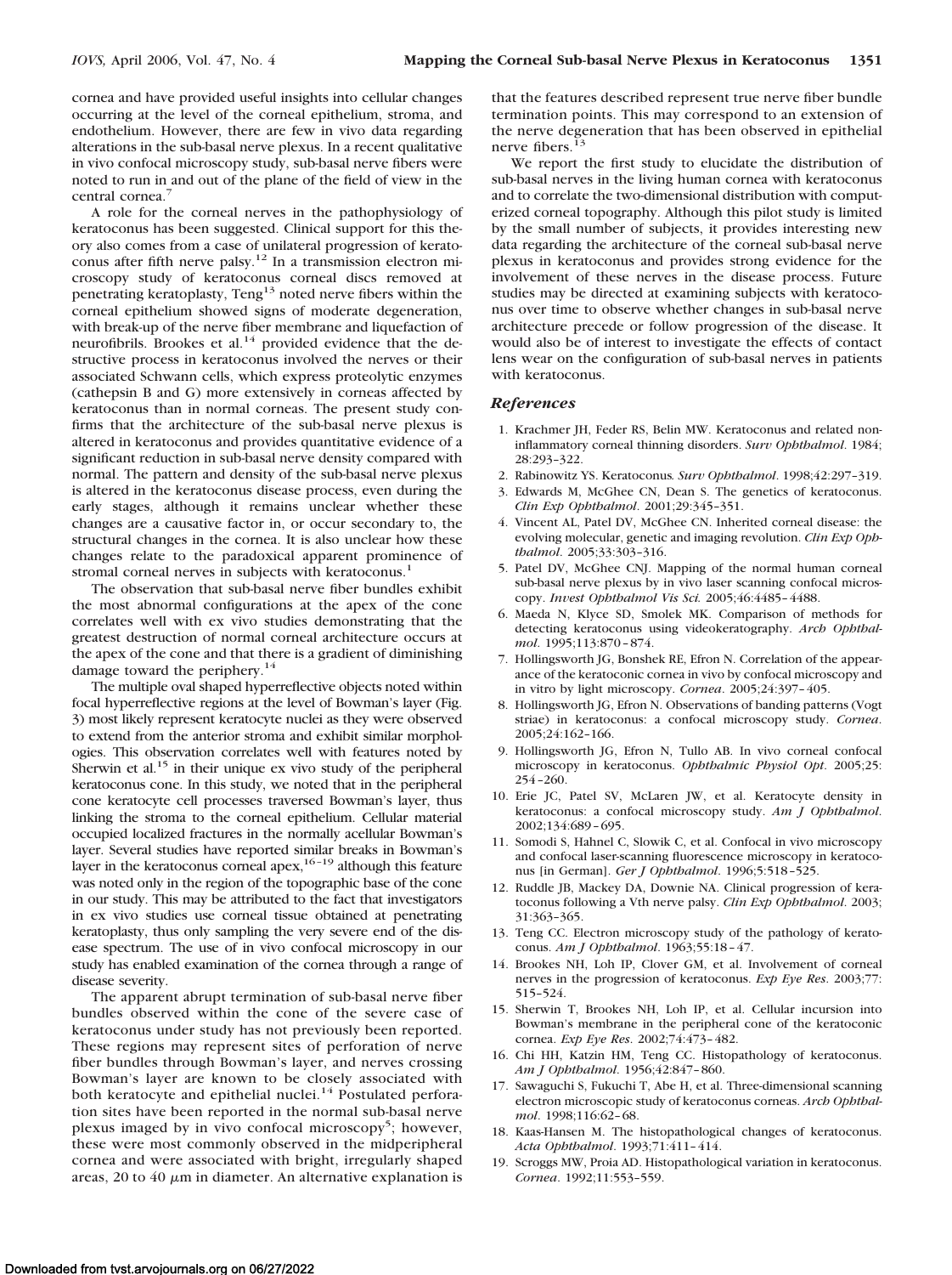cornea and have provided useful insights into cellular changes occurring at the level of the corneal epithelium, stroma, and endothelium. However, there are few in vivo data regarding alterations in the sub-basal nerve plexus. In a recent qualitative in vivo confocal microscopy study, sub-basal nerve fibers were noted to run in and out of the plane of the field of view in the central cornea.[7]

A role for the corneal nerves in the pathophysiology of keratoconus has been suggested. Clinical support for this theory also comes from a case of unilateral progression of keratoconus after fifth nerve palsy.[12] In a transmission electron microscopy study of keratoconus corneal discs removed at penetrating keratoplasty, Teng[13] noted nerve fibers within the corneal epithelium showed signs of moderate degeneration, with break-up of the nerve fiber membrane and liquefaction of neurofibrils. Brookes et al.[14] provided evidence that the destructive process in keratoconus involved the nerves or their associated Schwann cells, which express proteolytic enzymes (cathepsin B and G) more extensively in corneas affected by keratoconus than in normal corneas. The present study confirms that the architecture of the sub-basal nerve plexus is altered in keratoconus and provides quantitative evidence of a significant reduction in sub-basal nerve density compared with normal. The pattern and density of the sub-basal nerve plexus is altered in the keratoconus disease process, even during the early stages, although it remains unclear whether these changes are a causative factor in, or occur secondary to, the structural changes in the cornea. It is also unclear how these changes relate to the paradoxical apparent prominence of stromal corneal nerves in subjects with keratoconus.[1]

The observation that sub-basal nerve fiber bundles exhibit the most abnormal configurations at the apex of the cone correlates well with ex vivo studies demonstrating that the greatest destruction of normal corneal architecture occurs at the apex of the cone and that there is a gradient of diminishing damage toward the periphery.[14]

The multiple oval shaped hyperreflective objects noted within focal hyperreflective regions at the level of Bowman's layer (Fig. 3) most likely represent keratocyte nuclei as they were observed to extend from the anterior stroma and exhibit similar morphologies. This observation correlates well with features noted by Sherwin et al.[15] in their unique ex vivo study of the peripheral keratoconus cone. In this study, we noted that in the peripheral cone keratocyte cell processes traversed Bowman's layer, thus linking the stroma to the corneal epithelium. Cellular material occupied localized fractures in the normally acellular Bowman's layer. Several studies have reported similar breaks in Bowman's layer in the keratoconus corneal apex,[16–19] although this feature was noted only in the region of the topographic base of the cone in our study. This may be attributed to the fact that investigators in ex vivo studies use corneal tissue obtained at penetrating keratoplasty, thus only sampling the very severe end of the disease spectrum. The use of in vivo confocal microscopy in our study has enabled examination of the cornea through a range of disease severity.

The apparent abrupt termination of sub-basal nerve fiber bundles observed within the cone of the severe case of keratoconus under study has not previously been reported. These regions may represent sites of perforation of nerve fiber bundles through Bowman's layer, and nerves crossing Bowman's layer are known to be closely associated with both keratocyte and epithelial nuclei.[14] Postulated perforation sites have been reported in the normal sub-basal nerve plexus imaged by in vivo confocal microscopy[5]; however, these were most commonly observed in the midperipheral cornea and were associated with bright, irregularly shaped areas, 20 to 40 $\mu$m in diameter. An alternative explanation is that the features described represent true nerve fiber bundle termination points. This may correspond to an extension of the nerve degeneration that has been observed in epithelial nerve fibers.[13]

We report the first study to elucidate the distribution of sub-basal nerves in the living human cornea with keratoconus and to correlate the two-dimensional distribution with computerized corneal topography. Although this pilot study is limited by the small number of subjects, it provides interesting new data regarding the architecture of the corneal sub-basal nerve plexus in keratoconus and provides strong evidence for the involvement of these nerves in the disease process. Future studies may be directed at examining subjects with keratoconus over time to observe whether changes in sub-basal nerve architecture precede or follow progression of the disease. It would also be of interest to investigate the effects of contact lens wear on the configuration of sub-basal nerves in patients with keratoconus.

## References

1. Krachmer JH, Feder RS, Belin MW. Keratoconus and related noninflammatory corneal thinning disorders. *Surv Ophthalmol*. 1984;28:293–322.
2. Rabinowitz YS. Keratoconus. *Surv Ophthalmol*. 1998;42:297–319.
3. Edwards M, McGhee CN, Dean S. The genetics of keratoconus. *Clin Exp Ophthalmol*. 2001;29:345–351.
4. Vincent AL, Patel DV, McGhee CN. Inherited corneal disease: the evolving molecular, genetic and imaging revolution. *Clin Exp Ophthalmol*. 2005;33:303–316.
5. Patel DV, McGhee CNJ. Mapping of the normal human corneal sub-basal nerve plexus by in vivo laser scanning confocal microscopy. *Invest Ophthalmol Vis Sci*. 2005;46:4485–4488.
6. Maeda N, Klyce SD, Smolek MK. Comparison of methods for detecting keratoconus using videokeratography. *Arch Ophthalmol*. 1995;113:870–874.
7. Hollingsworth JG, Bonshek RE, Efron N. Correlation of the appearance of the keratoconic cornea in vivo by confocal microscopy and in vitro by light microscopy. *Cornea*. 2005;24:397–405.
8. Hollingsworth JG, Efron N. Observations of banding patterns (Vogt striae) in keratoconus: a confocal microscopy study. *Cornea*. 2005;24:162–166.
9. Hollingsworth JG, Efron N, Tullo AB. In vivo corneal confocal microscopy in keratoconus. *Ophthalmic Physiol Opt*. 2005;25:254–260.
10. Erie JC, Patel SV, McLaren JW, et al. Keratocyte density in keratoconus: a confocal microscopy study. *Am J Ophthalmol*. 2002;134:689–695.
11. Somodi S, Hahnel C, Slowik C, et al. Confocal in vivo microscopy and confocal laser-scanning fluorescence microscopy in keratoconus [in German]. *Ger J Ophthalmol*. 1996;5:518–525.
12. Ruddle JB, Mackey DA, Downie NA. Clinical progression of keratoconus following a Vth nerve palsy. *Clin Exp Ophthalmol*. 2003;31:363–365.
13. Teng CC. Electron microscopy study of the pathology of keratoconus. *Am J Ophthalmol*. 1963;55:18–47.
14. Brookes NH, Loh IP, Clover GM, et al. Involvement of corneal nerves in the progression of keratoconus. *Exp Eye Res*. 2003;77:515–524.
15. Sherwin T, Brookes NH, Loh IP, et al. Cellular incursion into Bowman's membrane in the peripheral cone of the keratoconic cornea. *Exp Eye Res*. 2002;74:473–482.
16. Chi HH, Katzin HM, Teng CC. Histopathology of keratoconus. *Am J Ophthalmol*. 1956;42:847–860.
17. Sawaguchi S, Fukuchi T, Abe H, et al. Three-dimensional scanning electron microscopic study of keratoconus corneas. *Arch Ophthalmol*. 1998;116:62–68.
18. Kaas-Hansen M. The histopathological changes of keratoconus. *Acta Ophthalmol*. 1993;71:411–414.
19. Scroggs MW, Proia AD. Histopathological variation in keratoconus. *Cornea*. 1992;11:553–559.